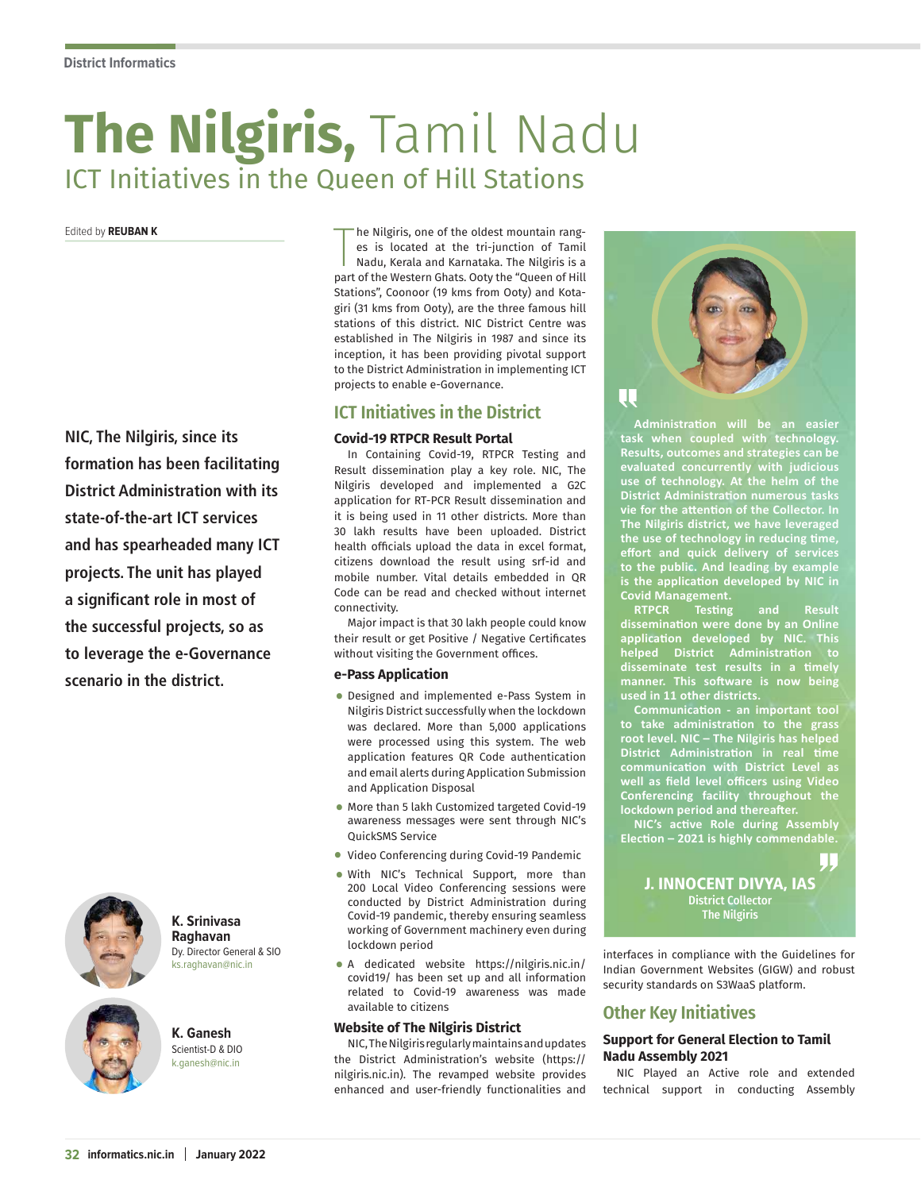District Informatics

# The Nilgiris, Tamil Nadu

## ICT Initiatives in the Queen of Hill Stations

Edited by **REUBAN K**

**NIC, The Nilgiris, since its formation has been facilitating District Administration with its state-of-the-art ICT services and has spearheaded many ICT projects. The unit has played a significant role in most of the successful projects, so as to leverage the e-Governance scenario in the district.**

**K. Srinivasa Raghavan**
Dy. Director General & SIO
ks.raghavan@nic.in

**K. Ganesh**
Scientist-D & DIO
k.ganesh@nic.in

The Nilgiris, one of the oldest mountain ranges is located at the tri-junction of Tamil Nadu, Kerala and Karnataka. The Nilgiris is a part of the Western Ghats. Ooty the "Queen of Hill Stations", Coonoor (19 kms from Ooty) and Kotagiri (31 kms from Ooty), are the three famous hill stations of this district. NIC District Centre was established in The Nilgiris in 1987 and since its inception, it has been providing pivotal support to the District Administration in implementing ICT projects to enable e-Governance.

## ICT Initiatives in the District

### Covid-19 RTPCR Result Portal

In Containing Covid-19, RTPCR Testing and Result dissemination play a key role. NIC, The Nilgiris developed and implemented a G2C application for RT-PCR Result dissemination and it is being used in 11 other districts. More than 30 lakh results have been uploaded. District health officials upload the data in excel format, citizens download the result using srf-id and mobile number. Vital details embedded in QR Code can be read and checked without internet connectivity.

Major impact is that 30 lakh people could know their result or get Positive / Negative Certificates without visiting the Government offices.

### e-Pass Application

- Designed and implemented e-Pass System in Nilgiris District successfully when the lockdown was declared. More than 5,000 applications were processed using this system. The web application features QR Code authentication and email alerts during Application Submission and Application Disposal
- More than 5 lakh Customized targeted Covid-19 awareness messages were sent through NIC's QuickSMS Service
- Video Conferencing during Covid-19 Pandemic
- With NIC's Technical Support, more than 200 Local Video Conferencing sessions were conducted by District Administration during Covid-19 pandemic, thereby ensuring seamless working of Government machinery even during lockdown period
- A dedicated website https://nilgiris.nic.in/covid19/ has been set up and all information related to Covid-19 awareness was made available to citizens

### Website of The Nilgiris District

NIC, The Nilgiris regularly maintains and updates the District Administration's website (https://nilgiris.nic.in). The revamped website provides enhanced and user-friendly functionalities and interfaces in compliance with the Guidelines for Indian Government Websites (GIGW) and robust security standards on S3WaaS platform.

> **Administration will be an easier task when coupled with technology. Results, outcomes and strategies can be evaluated concurrently with judicious use of technology. At the helm of the District Administration numerous tasks vie for the attention of the Collector. In The Nilgiris district, we have leveraged the use of technology in reducing time, effort and quick delivery of services to the public. And leading by example is the application developed by NIC in Covid Management.**
>
> **RTPCR Testing and Result dissemination were done by an Online application developed by NIC. This helped District Administration to disseminate test results in a timely manner. This software is now being used in 11 other districts.**
>
> **Communication - an important tool to take administration to the grass root level. NIC – The Nilgiris has helped District Administration in real time communication with District Level as well as field level officers using Video Conferencing facility throughout the lockdown period and thereafter.**
>
> **NIC's active Role during Assembly Election – 2021 is highly commendable.**
>
> **J. INNOCENT DIVYA, IAS**
> District Collector
> The Nilgiris

## Other Key Initiatives

### Support for General Election to Tamil Nadu Assembly 2021

NIC Played an Active role and extended technical support in conducting Assembly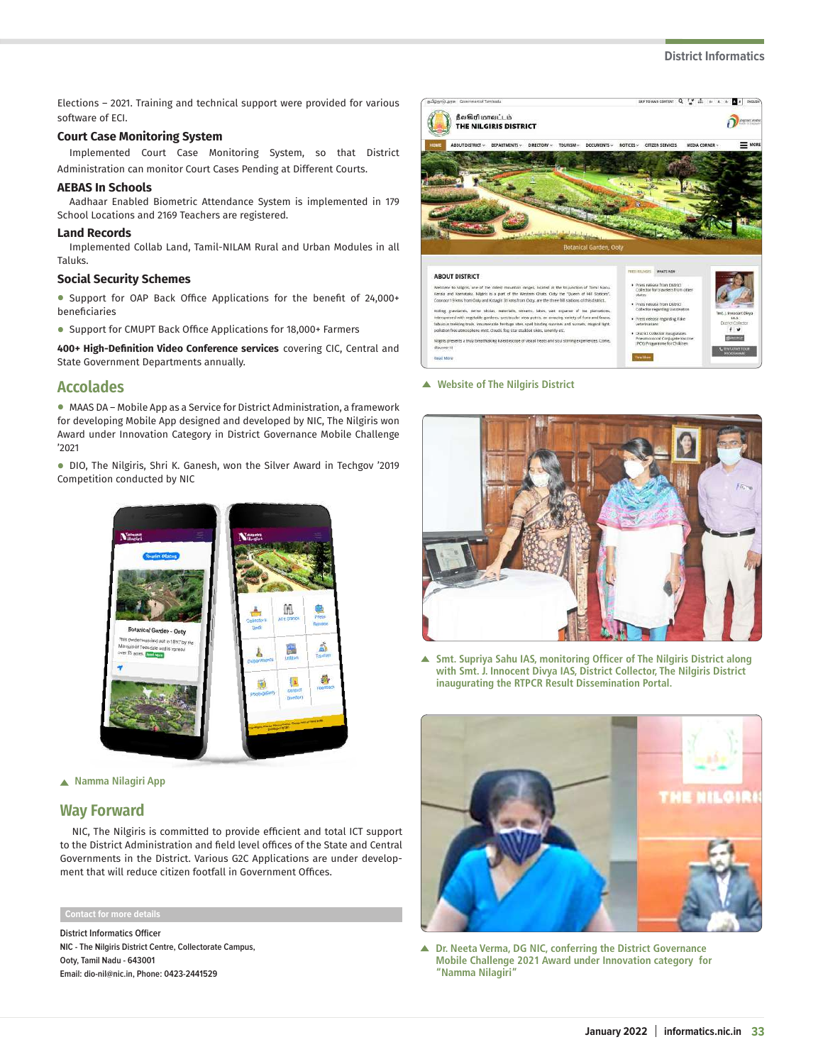Elections – 2021. Training and technical support were provided for various software of ECI.

### Court Case Monitoring System

Implemented Court Case Monitoring System, so that District Administration can monitor Court Cases Pending at Different Courts.

### AEBAS In Schools

Aadhaar Enabled Biometric Attendance System is implemented in 179 School Locations and 2169 Teachers are registered.

### Land Records

Implemented Collab Land, Tamil-NILAM Rural and Urban Modules in all Taluks.

### Social Security Schemes

- Support for OAP Back Office Applications for the benefit of 24,000+ beneficiaries
- Support for CMUPT Back Office Applications for 18,000+ Farmers

**400+ High-Definition Video Conference services** covering CIC, Central and State Government Departments annually.

## Accolades

- MAAS DA – Mobile App as a Service for District Administration, a framework for developing Mobile App designed and developed by NIC, The Nilgiris won Award under Innovation Category in District Governance Mobile Challenge '2021
- DIO, The Nilgiris, Shri K. Ganesh, won the Silver Award in Techgov '2019 Competition conducted by NIC

▲ Namma Nilagiri App

## Way Forward

NIC, The Nilgiris is committed to provide efficient and total ICT support to the District Administration and field level offices of the State and Central Governments in the District. Various G2C Applications are under development that will reduce citizen footfall in Government Offices.

**Contact for more details**

District Informatics Officer
NIC - The Nilgiris District Centre, Collectorate Campus,
Ooty, Tamil Nadu - 643001
Email: dio-nil@nic.in, Phone: 0423-2441529

▲ Website of The Nilgiris District

▲ Smt. Supriya Sahu IAS, monitoring Officer of The Nilgiris District along with Smt. J. Innocent Divya IAS, District Collector, The Nilgiris District inaugurating the RTPCR Result Dissemination Portal.

▲ Dr. Neeta Verma, DG NIC, conferring the District Governance Mobile Challenge 2021 Award under Innovation category for "Namma Nilagiri"